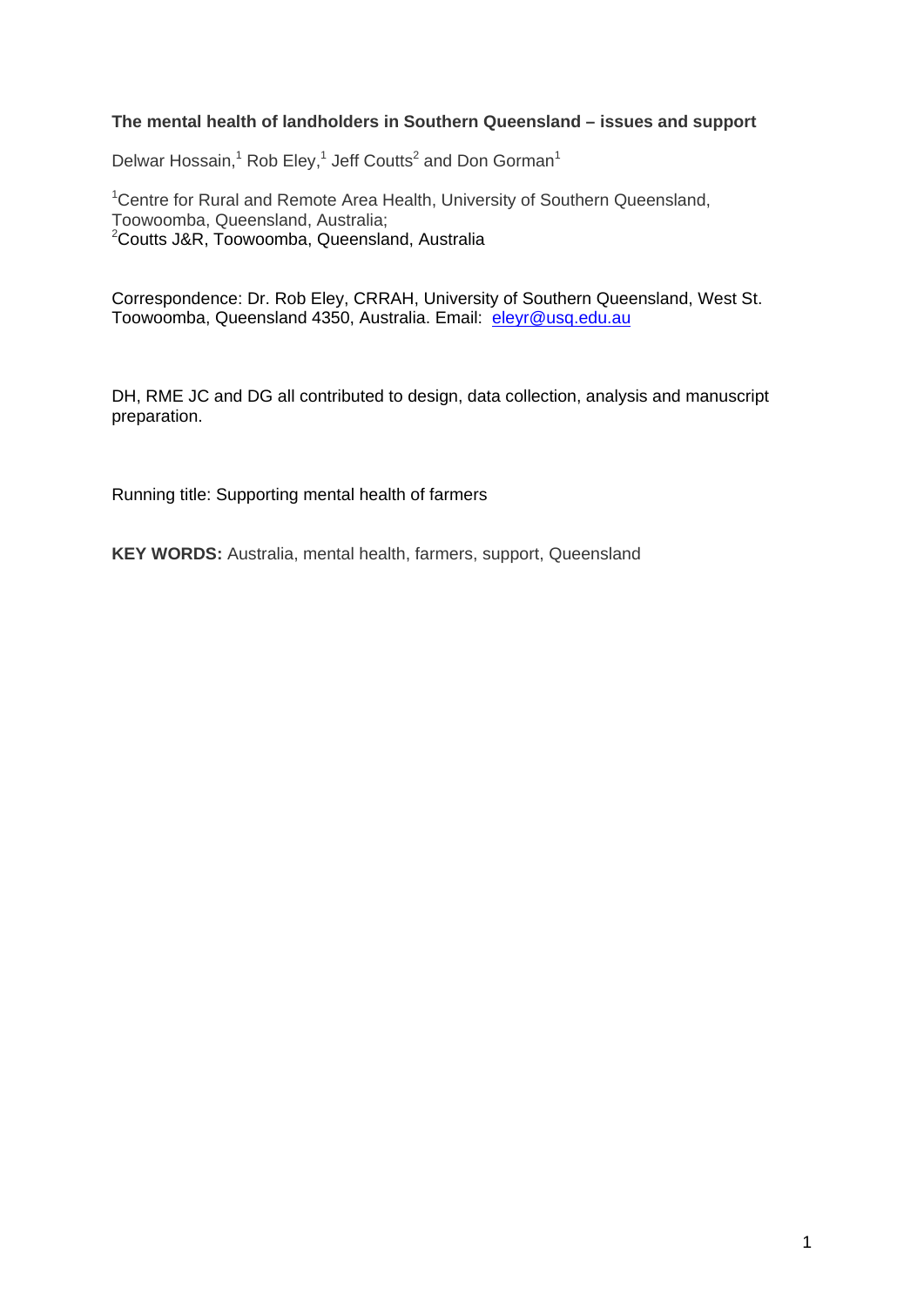**The mental health of landholders in Southern Queensland – issues and support**

Delwar Hossain,[1] Rob Eley,[1] Jeff Coutts[2] and Don Gorman[1]

[1]Centre for Rural and Remote Area Health, University of Southern Queensland, Toowoomba, Queensland, Australia;
[2]Coutts J&R, Toowoomba, Queensland, Australia

Correspondence: Dr. Rob Eley, CRRAH, University of Southern Queensland, West St. Toowoomba, Queensland 4350, Australia. Email: eleyr@usq.edu.au

DH, RME JC and DG all contributed to design, data collection, analysis and manuscript preparation.

Running title: Supporting mental health of farmers

**KEY WORDS:** Australia, mental health, farmers, support, Queensland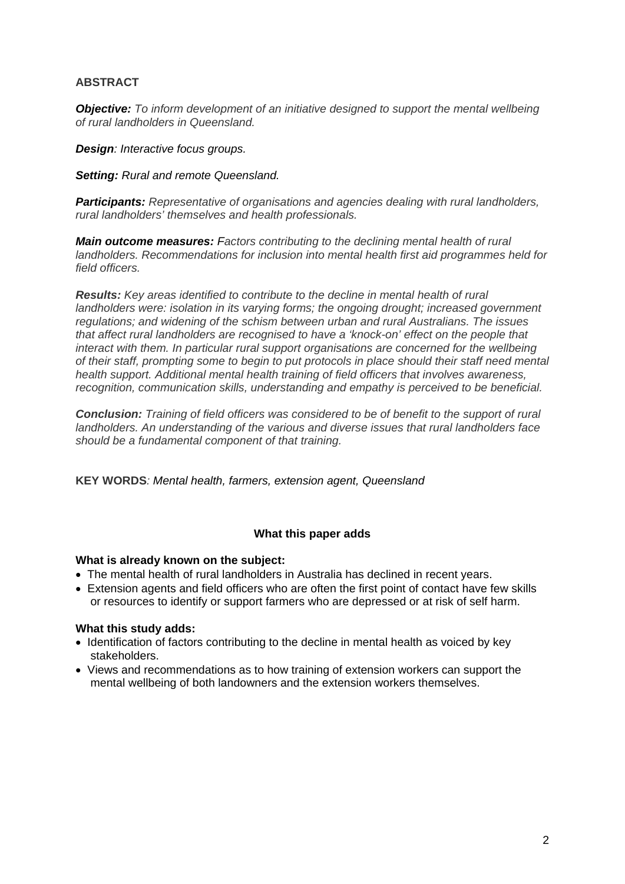## ABSTRACT

***Objective:*** *To inform development of an initiative designed to support the mental wellbeing of rural landholders in Queensland.*

***Design****: Interactive focus groups.*

***Setting:*** *Rural and remote Queensland.*

***Participants:*** *Representative of organisations and agencies dealing with rural landholders, rural landholders' themselves and health professionals.*

***Main outcome measures:*** *Factors contributing to the declining mental health of rural landholders. Recommendations for inclusion into mental health first aid programmes held for field officers.*

***Results:*** *Key areas identified to contribute to the decline in mental health of rural landholders were: isolation in its varying forms; the ongoing drought; increased government regulations; and widening of the schism between urban and rural Australians. The issues that affect rural landholders are recognised to have a 'knock-on' effect on the people that interact with them. In particular rural support organisations are concerned for the wellbeing of their staff, prompting some to begin to put protocols in place should their staff need mental health support. Additional mental health training of field officers that involves awareness, recognition, communication skills, understanding and empathy is perceived to be beneficial.*

***Conclusion:*** *Training of field officers was considered to be of benefit to the support of rural landholders. An understanding of the various and diverse issues that rural landholders face should be a fundamental component of that training.*

**KEY WORDS***: Mental health, farmers, extension agent, Queensland*

### What this paper adds

**What is already known on the subject:**

- The mental health of rural landholders in Australia has declined in recent years.
- Extension agents and field officers who are often the first point of contact have few skills or resources to identify or support farmers who are depressed or at risk of self harm.

**What this study adds:**

- Identification of factors contributing to the decline in mental health as voiced by key stakeholders.
- Views and recommendations as to how training of extension workers can support the mental wellbeing of both landowners and the extension workers themselves.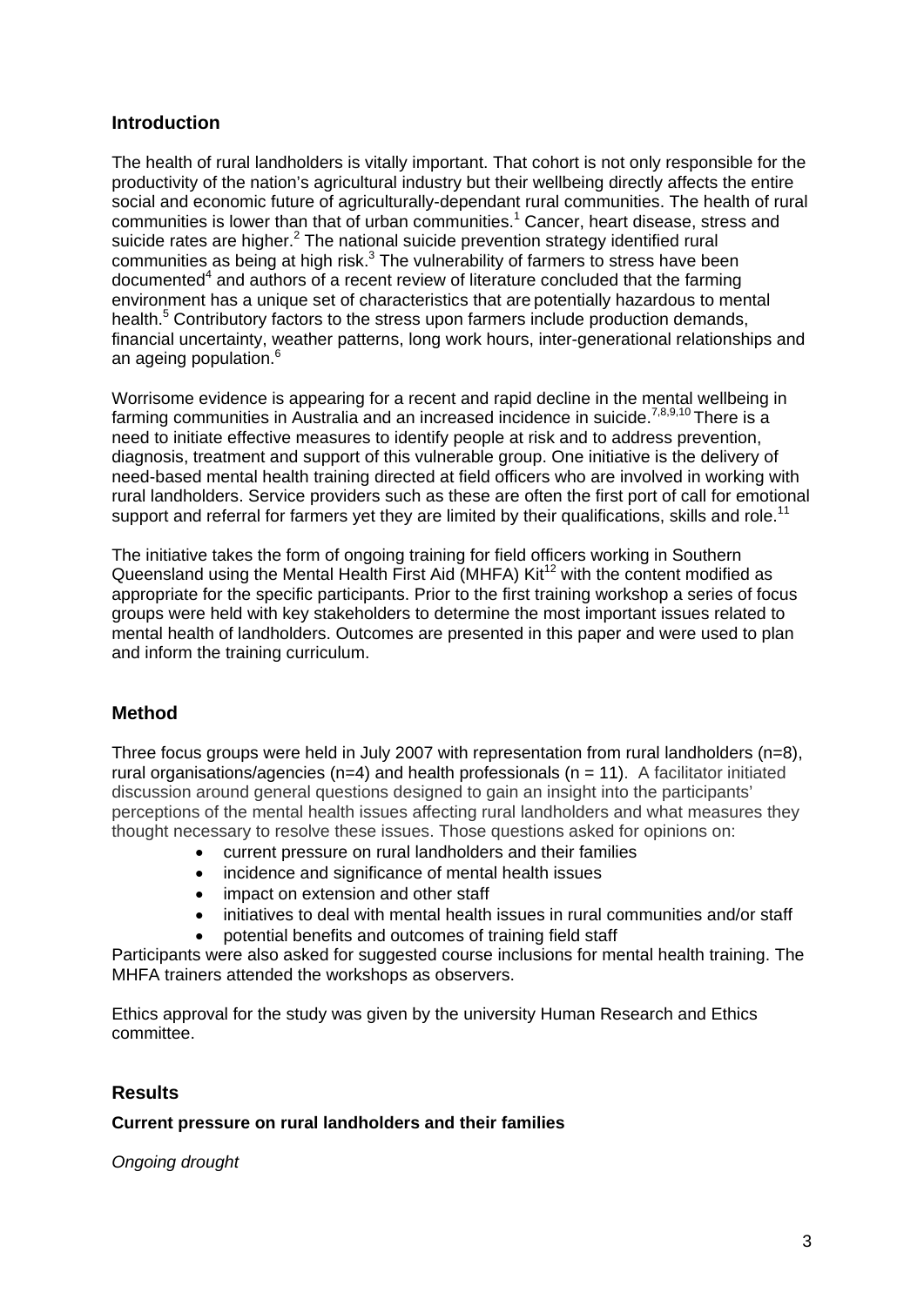## Introduction

The health of rural landholders is vitally important. That cohort is not only responsible for the productivity of the nation's agricultural industry but their wellbeing directly affects the entire social and economic future of agriculturally-dependant rural communities. The health of rural communities is lower than that of urban communities.[1] Cancer, heart disease, stress and suicide rates are higher.[2] The national suicide prevention strategy identified rural communities as being at high risk.[3] The vulnerability of farmers to stress have been documented[4] and authors of a recent review of literature concluded that the farming environment has a unique set of characteristics that are potentially hazardous to mental health.[5] Contributory factors to the stress upon farmers include production demands, financial uncertainty, weather patterns, long work hours, inter-generational relationships and an ageing population.[6]

Worrisome evidence is appearing for a recent and rapid decline in the mental wellbeing in farming communities in Australia and an increased incidence in suicide.[7,8,9,10] There is a need to initiate effective measures to identify people at risk and to address prevention, diagnosis, treatment and support of this vulnerable group. One initiative is the delivery of need-based mental health training directed at field officers who are involved in working with rural landholders. Service providers such as these are often the first port of call for emotional support and referral for farmers yet they are limited by their qualifications, skills and role.[11]

The initiative takes the form of ongoing training for field officers working in Southern Queensland using the Mental Health First Aid (MHFA) Kit[12] with the content modified as appropriate for the specific participants. Prior to the first training workshop a series of focus groups were held with key stakeholders to determine the most important issues related to mental health of landholders. Outcomes are presented in this paper and were used to plan and inform the training curriculum.

## Method

Three focus groups were held in July 2007 with representation from rural landholders (n=8), rural organisations/agencies (n=4) and health professionals (n = 11). A facilitator initiated discussion around general questions designed to gain an insight into the participants' perceptions of the mental health issues affecting rural landholders and what measures they thought necessary to resolve these issues. Those questions asked for opinions on:

- current pressure on rural landholders and their families
- incidence and significance of mental health issues
- impact on extension and other staff
- initiatives to deal with mental health issues in rural communities and/or staff
- potential benefits and outcomes of training field staff

Participants were also asked for suggested course inclusions for mental health training. The MHFA trainers attended the workshops as observers.

Ethics approval for the study was given by the university Human Research and Ethics committee.

## Results

### Current pressure on rural landholders and their families

*Ongoing drought*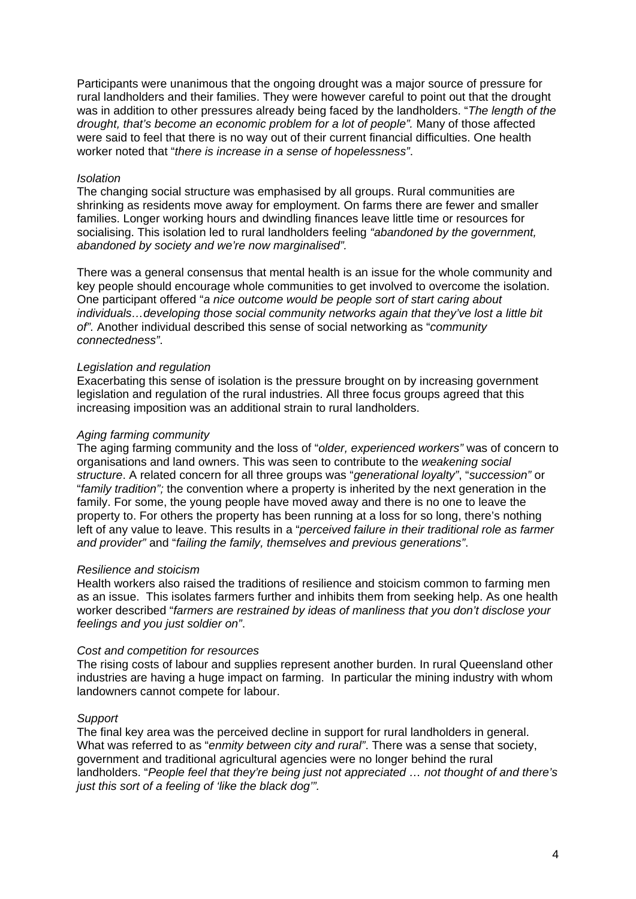Participants were unanimous that the ongoing drought was a major source of pressure for rural landholders and their families. They were however careful to point out that the drought was in addition to other pressures already being faced by the landholders. "*The length of the drought, that's become an economic problem for a lot of people".* Many of those affected were said to feel that there is no way out of their current financial difficulties. One health worker noted that "*there is increase in a sense of hopelessness*".

*Isolation*

The changing social structure was emphasised by all groups. Rural communities are shrinking as residents move away for employment. On farms there are fewer and smaller families. Longer working hours and dwindling finances leave little time or resources for socialising. This isolation led to rural landholders feeling *"abandoned by the government, abandoned by society and we're now marginalised".*

There was a general consensus that mental health is an issue for the whole community and key people should encourage whole communities to get involved to overcome the isolation. One participant offered "*a nice outcome would be people sort of start caring about individuals…developing those social community networks again that they've lost a little bit of".* Another individual described this sense of social networking as "*community connectedness*".

*Legislation and regulation*

Exacerbating this sense of isolation is the pressure brought on by increasing government legislation and regulation of the rural industries. All three focus groups agreed that this increasing imposition was an additional strain to rural landholders.

*Aging farming community*

The aging farming community and the loss of "*older, experienced workers"* was of concern to organisations and land owners. This was seen to contribute to the *weakening social structure*. A related concern for all three groups was "*generational loyalty*", "*succession"* or "*family tradition";* the convention where a property is inherited by the next generation in the family. For some, the young people have moved away and there is no one to leave the property to. For others the property has been running at a loss for so long, there's nothing left of any value to leave. This results in a "*perceived failure in their traditional role as farmer and provider"* and "*failing the family, themselves and previous generations*".

*Resilience and stoicism*

Health workers also raised the traditions of resilience and stoicism common to farming men as an issue. This isolates farmers further and inhibits them from seeking help. As one health worker described "*farmers are restrained by ideas of manliness that you don't disclose your feelings and you just soldier on*".

*Cost and competition for resources*

The rising costs of labour and supplies represent another burden. In rural Queensland other industries are having a huge impact on farming. In particular the mining industry with whom landowners cannot compete for labour.

*Support*

The final key area was the perceived decline in support for rural landholders in general. What was referred to as "*enmity between city and rural*". There was a sense that society, government and traditional agricultural agencies were no longer behind the rural landholders. "*People feel that they're being just not appreciated … not thought of and there's just this sort of a feeling of 'like the black dog'".*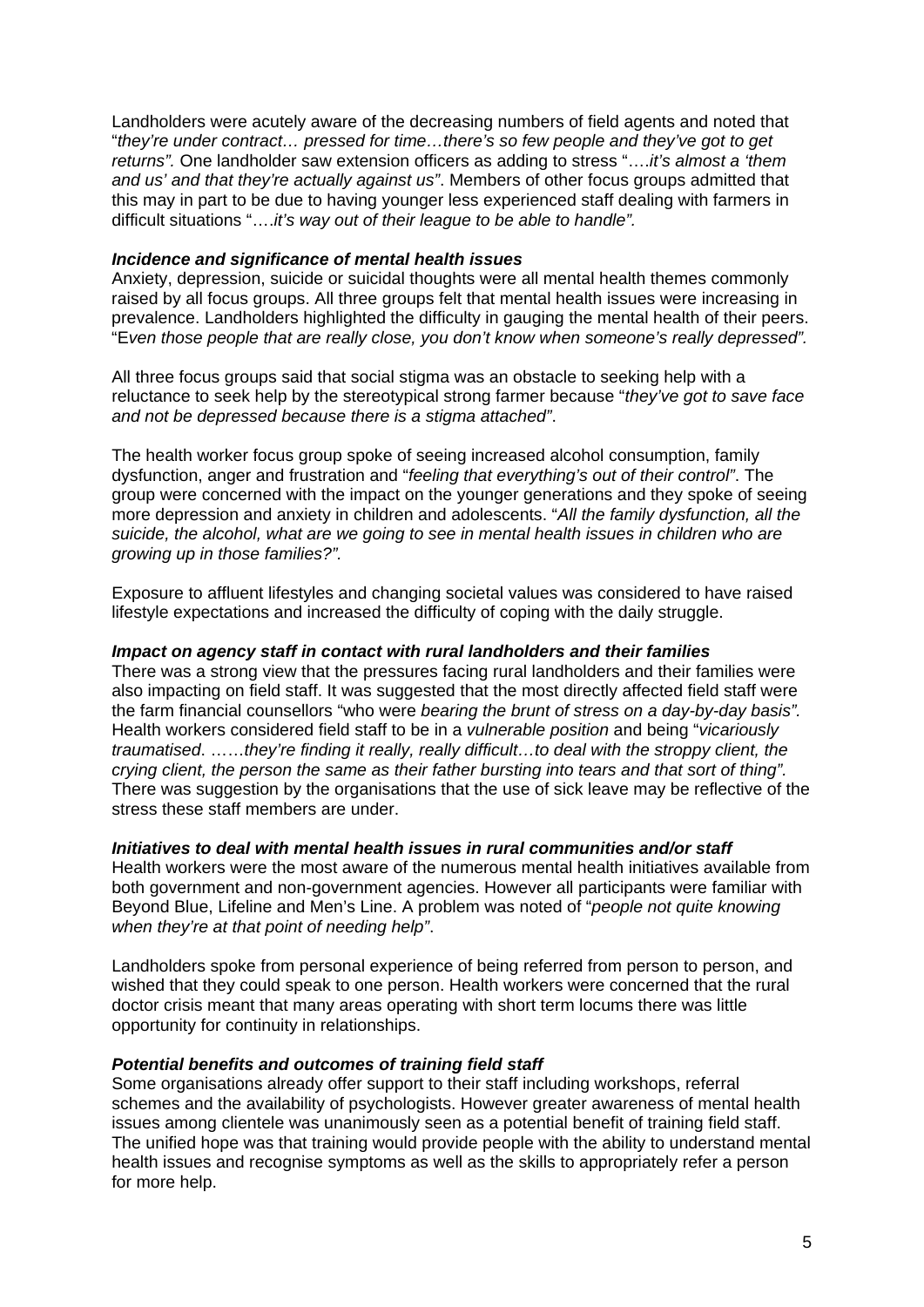Landholders were acutely aware of the decreasing numbers of field agents and noted that "*they're under contract… pressed for time…there's so few people and they've got to get returns".* One landholder saw extension officers as adding to stress "….*it's almost a 'them and us' and that they're actually against us"*. Members of other focus groups admitted that this may in part to be due to having younger less experienced staff dealing with farmers in difficult situations "….*it's way out of their league to be able to handle".*

***Incidence and significance of mental health issues***

Anxiety, depression, suicide or suicidal thoughts were all mental health themes commonly raised by all focus groups. All three groups felt that mental health issues were increasing in prevalence. Landholders highlighted the difficulty in gauging the mental health of their peers. "E*ven those people that are really close, you don't know when someone's really depressed".*

All three focus groups said that social stigma was an obstacle to seeking help with a reluctance to seek help by the stereotypical strong farmer because "*they've got to save face and not be depressed because there is a stigma attached"*.

The health worker focus group spoke of seeing increased alcohol consumption, family dysfunction, anger and frustration and "*feeling that everything's out of their control"*. The group were concerned with the impact on the younger generations and they spoke of seeing more depression and anxiety in children and adolescents. "*All the family dysfunction, all the suicide, the alcohol, what are we going to see in mental health issues in children who are growing up in those families?".*

Exposure to affluent lifestyles and changing societal values was considered to have raised lifestyle expectations and increased the difficulty of coping with the daily struggle.

***Impact on agency staff in contact with rural landholders and their families***

There was a strong view that the pressures facing rural landholders and their families were also impacting on field staff. It was suggested that the most directly affected field staff were the farm financial counsellors "who were *bearing the brunt of stress on a day-by-day basis".* Health workers considered field staff to be in a *vulnerable position* and being "*vicariously traumatised*. ……*they're finding it really, really difficult…to deal with the stroppy client, the crying client, the person the same as their father bursting into tears and that sort of thing"*. There was suggestion by the organisations that the use of sick leave may be reflective of the stress these staff members are under.

***Initiatives to deal with mental health issues in rural communities and/or staff***

Health workers were the most aware of the numerous mental health initiatives available from both government and non-government agencies. However all participants were familiar with Beyond Blue, Lifeline and Men's Line. A problem was noted of "*people not quite knowing when they're at that point of needing help"*.

Landholders spoke from personal experience of being referred from person to person, and wished that they could speak to one person. Health workers were concerned that the rural doctor crisis meant that many areas operating with short term locums there was little opportunity for continuity in relationships.

***Potential benefits and outcomes of training field staff***

Some organisations already offer support to their staff including workshops, referral schemes and the availability of psychologists. However greater awareness of mental health issues among clientele was unanimously seen as a potential benefit of training field staff. The unified hope was that training would provide people with the ability to understand mental health issues and recognise symptoms as well as the skills to appropriately refer a person for more help.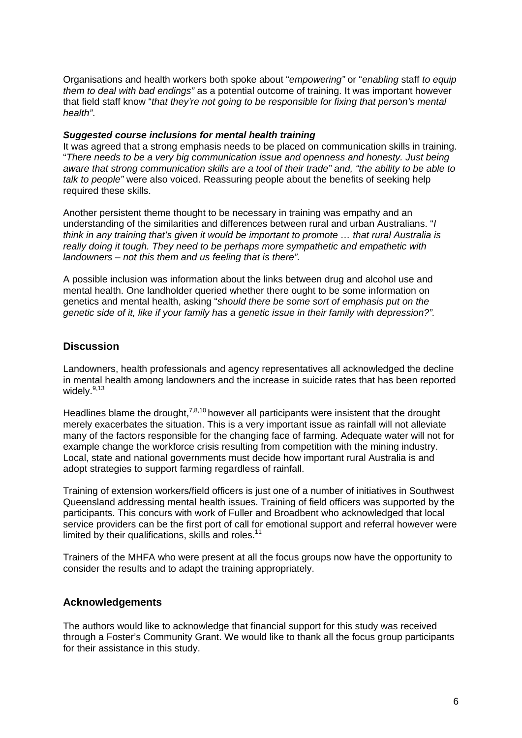Organisations and health workers both spoke about "*empowering"* or "*enabling* staff *to equip them to deal with bad endings"* as a potential outcome of training. It was important however that field staff know "*that they're not going to be responsible for fixing that person's mental health"*.

***Suggested course inclusions for mental health training***

It was agreed that a strong emphasis needs to be placed on communication skills in training. "*There needs to be a very big communication issue and openness and honesty. Just being aware that strong communication skills are a tool of their trade"* and, *"the ability to be able to talk to people"* were also voiced. Reassuring people about the benefits of seeking help required these skills.

Another persistent theme thought to be necessary in training was empathy and an understanding of the similarities and differences between rural and urban Australians. "*I think in any training that's given it would be important to promote … that rural Australia is really doing it tough. They need to be perhaps more sympathetic and empathetic with landowners – not this them and us feeling that is there"*.

A possible inclusion was information about the links between drug and alcohol use and mental health. One landholder queried whether there ought to be some information on genetics and mental health, asking "*should there be some sort of emphasis put on the genetic side of it, like if your family has a genetic issue in their family with depression?"*.

## Discussion

Landowners, health professionals and agency representatives all acknowledged the decline in mental health among landowners and the increase in suicide rates that has been reported widely.[9,13]

Headlines blame the drought,[7,8,10] however all participants were insistent that the drought merely exacerbates the situation. This is a very important issue as rainfall will not alleviate many of the factors responsible for the changing face of farming. Adequate water will not for example change the workforce crisis resulting from competition with the mining industry. Local, state and national governments must decide how important rural Australia is and adopt strategies to support farming regardless of rainfall.

Training of extension workers/field officers is just one of a number of initiatives in Southwest Queensland addressing mental health issues. Training of field officers was supported by the participants. This concurs with work of Fuller and Broadbent who acknowledged that local service providers can be the first port of call for emotional support and referral however were limited by their qualifications, skills and roles.[11]

Trainers of the MHFA who were present at all the focus groups now have the opportunity to consider the results and to adapt the training appropriately.

## Acknowledgements

The authors would like to acknowledge that financial support for this study was received through a Foster's Community Grant. We would like to thank all the focus group participants for their assistance in this study.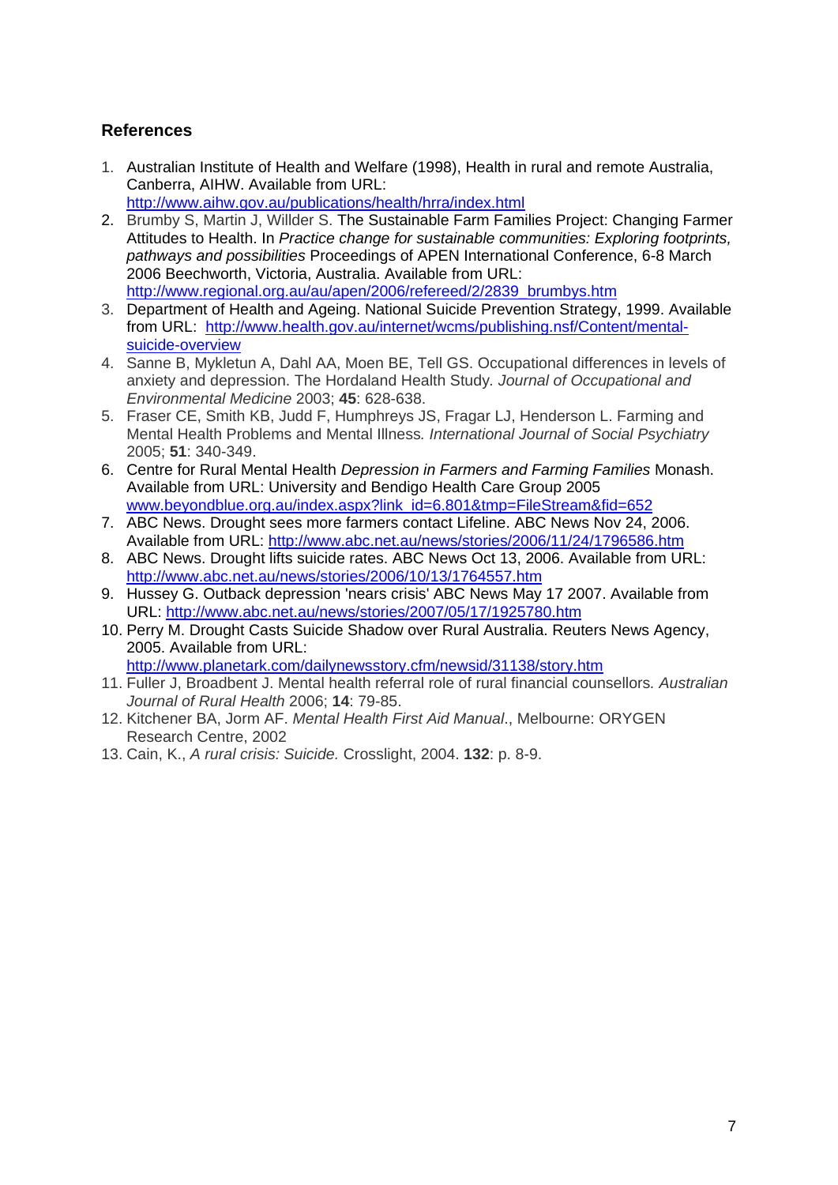## References

1. Australian Institute of Health and Welfare (1998), Health in rural and remote Australia, Canberra, AIHW. Available from URL: http://www.aihw.gov.au/publications/health/hrra/index.html
2. Brumby S, Martin J, Willder S. The Sustainable Farm Families Project: Changing Farmer Attitudes to Health. In *Practice change for sustainable communities: Exploring footprints, pathways and possibilities* Proceedings of APEN International Conference, 6-8 March 2006 Beechworth, Victoria, Australia. Available from URL: http://www.regional.org.au/au/apen/2006/refereed/2/2839_brumbys.htm
3. Department of Health and Ageing. National Suicide Prevention Strategy, 1999. Available from URL: http://www.health.gov.au/internet/wcms/publishing.nsf/Content/mental-suicide-overview
4. Sanne B, Mykletun A, Dahl AA, Moen BE, Tell GS. Occupational differences in levels of anxiety and depression. The Hordaland Health Study. *Journal of Occupational and Environmental Medicine* 2003; **45**: 628-638.
5. Fraser CE, Smith KB, Judd F, Humphreys JS, Fragar LJ, Henderson L. Farming and Mental Health Problems and Mental Illness. *International Journal of Social Psychiatry* 2005; **51**: 340-349.
6. Centre for Rural Mental Health *Depression in Farmers and Farming Families* Monash. Available from URL: University and Bendigo Health Care Group 2005 www.beyondblue.org.au/index.aspx?link_id=6.801&tmp=FileStream&fid=652
7. ABC News. Drought sees more farmers contact Lifeline. ABC News Nov 24, 2006. Available from URL: http://www.abc.net.au/news/stories/2006/11/24/1796586.htm
8. ABC News. Drought lifts suicide rates. ABC News Oct 13, 2006. Available from URL: http://www.abc.net.au/news/stories/2006/10/13/1764557.htm
9. Hussey G. Outback depression 'nears crisis' ABC News May 17 2007. Available from URL: http://www.abc.net.au/news/stories/2007/05/17/1925780.htm
10. Perry M. Drought Casts Suicide Shadow over Rural Australia. Reuters News Agency, 2005. Available from URL: http://www.planetark.com/dailynewsstory.cfm/newsid/31138/story.htm
11. Fuller J, Broadbent J. Mental health referral role of rural financial counsellors. *Australian Journal of Rural Health* 2006; **14**: 79-85.
12. Kitchener BA, Jorm AF. *Mental Health First Aid Manual*., Melbourne: ORYGEN Research Centre, 2002
13. Cain, K., *A rural crisis: Suicide.* Crosslight, 2004. **132**: p. 8-9.